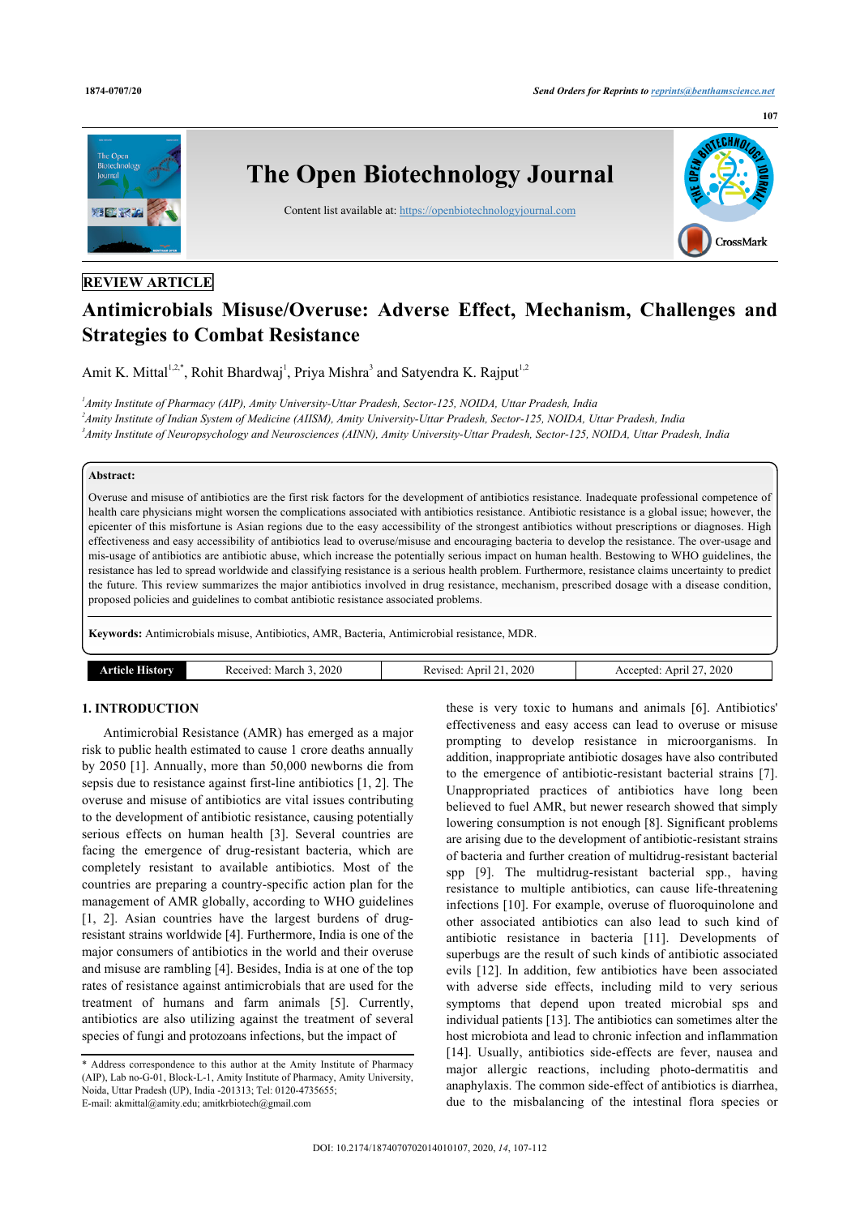REVIEW ARTICLE

# Antimicrobials Misuse/Overuse: Adverse Effect, Mechanism, Challenges and Strategies to Combat Resistance

Amit K. Mittal[1,2,*], Rohit Bhardwaj[1], Priya Mishra[3] and Satyendra K. Rajput[1,2]

[1]*Amity Institute of Pharmacy (AIP), Amity University-Uttar Pradesh, Sector-125, NOIDA, Uttar Pradesh, India*
[2]*Amity Institute of Indian System of Medicine (AIISM), Amity University-Uttar Pradesh, Sector-125, NOIDA, Uttar Pradesh, India*
[3]*Amity Institute of Neuropsychology and Neurosciences (AINN), Amity University-Uttar Pradesh, Sector-125, NOIDA, Uttar Pradesh, India*

**Abstract:**

Overuse and misuse of antibiotics are the first risk factors for the development of antibiotics resistance. Inadequate professional competence of health care physicians might worsen the complications associated with antibiotics resistance. Antibiotic resistance is a global issue; however, the epicenter of this misfortune is Asian regions due to the easy accessibility of the strongest antibiotics without prescriptions or diagnoses. High effectiveness and easy accessibility of antibiotics lead to overuse/misuse and encouraging bacteria to develop the resistance. The over-usage and mis-usage of antibiotics are antibiotic abuse, which increase the potentially serious impact on human health. Bestowing to WHO guidelines, the resistance has led to spread worldwide and classifying resistance is a serious health problem. Furthermore, resistance claims uncertainty to predict the future. This review summarizes the major antibiotics involved in drug resistance, mechanism, prescribed dosage with a disease condition, proposed policies and guidelines to combat antibiotic resistance associated problems.

**Keywords:** Antimicrobials misuse, Antibiotics, AMR, Bacteria, Antimicrobial resistance, MDR.

| Article History | Received: March 3, 2020 | Revised: April 21, 2020 | Accepted: April 27, 2020 |
|---|---|---|---|

## 1. INTRODUCTION

Antimicrobial Resistance (AMR) has emerged as a major risk to public health estimated to cause 1 crore deaths annually by 2050 [1]. Annually, more than 50,000 newborns die from sepsis due to resistance against first-line antibiotics [1, 2]. The overuse and misuse of antibiotics are vital issues contributing to the development of antibiotic resistance, causing potentially serious effects on human health [3]. Several countries are facing the emergence of drug-resistant bacteria, which are completely resistant to available antibiotics. Most of the countries are preparing a country-specific action plan for the management of AMR globally, according to WHO guidelines [1, 2]. Asian countries have the largest burdens of drug-resistant strains worldwide [4]. Furthermore, India is one of the major consumers of antibiotics in the world and their overuse and misuse are rambling [4]. Besides, India is at one of the top rates of resistance against antimicrobials that are used for the treatment of humans and farm animals [5]. Currently, antibiotics are also utilizing against the treatment of several species of fungi and protozoans infections, but the impact of these is very toxic to humans and animals [6]. Antibiotics' effectiveness and easy access can lead to overuse or misuse prompting to develop resistance in microorganisms. In addition, inappropriate antibiotic dosages have also contributed to the emergence of antibiotic-resistant bacterial strains [7]. Unappropriated practices of antibiotics have long been believed to fuel AMR, but newer research showed that simply lowering consumption is not enough [8]. Significant problems are arising due to the development of antibiotic-resistant strains of bacteria and further creation of multidrug-resistant bacterial spp [9]. The multidrug-resistant bacterial spp., having resistance to multiple antibiotics, can cause life-threatening infections [10]. For example, overuse of fluoroquinolone and other associated antibiotics can also lead to such kind of antibiotic resistance in bacteria [11]. Developments of superbugs are the result of such kinds of antibiotic associated evils [12]. In addition, few antibiotics have been associated with adverse side effects, including mild to very serious symptoms that depend upon treated microbial sps and individual patients [13]. The antibiotics can sometimes alter the host microbiota and lead to chronic infection and inflammation [14]. Usually, antibiotics side-effects are fever, nausea and major allergic reactions, including photo-dermatitis and anaphylaxis. The common side-effect of antibiotics is diarrhea, due to the misbalancing of the intestinal flora species or

\* Address correspondence to this author at the Amity Institute of Pharmacy (AIP), Lab no-G-01, Block-L-1, Amity Institute of Pharmacy, Amity University, Noida, Uttar Pradesh (UP), India -201313; Tel: 0120-4735655;
E-mail: akmittal@amity.edu; amitkrbiotech@gmail.com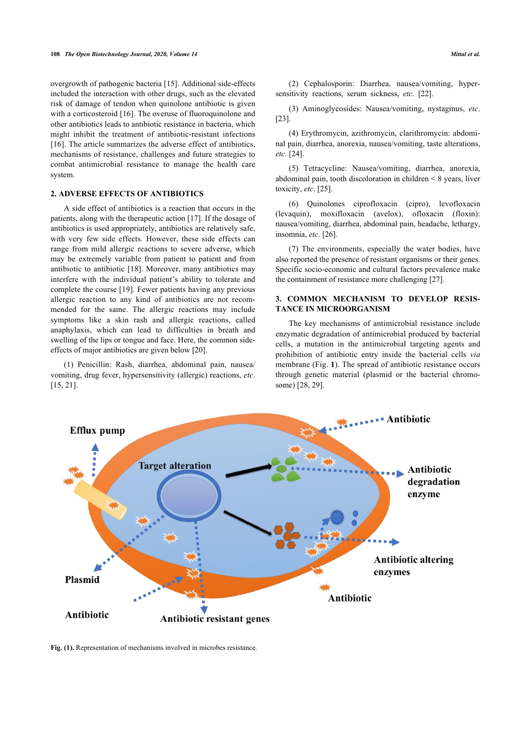overgrowth of pathogenic bacteria [15]. Additional side-effects included the interaction with other drugs, such as the elevated risk of damage of tendon when quinolone antibiotic is given with a corticosteroid [16]. The overuse of fluoroquinolone and other antibiotics leads to antibiotic resistance in bacteria, which might inhibit the treatment of antibiotic-resistant infections [16]. The article summarizes the adverse effect of antibiotics, mechanisms of resistance, challenges and future strategies to combat antimicrobial resistance to manage the health care system.

## 2. ADVERSE EFFECTS OF ANTIBIOTICS

A side effect of antibiotics is a reaction that occurs in the patients, along with the therapeutic action [17]. If the dosage of antibiotics is used appropriately, antibiotics are relatively safe, with very few side effects. However, these side effects can range from mild allergic reactions to severe adverse, which may be extremely variable from patient to patient and from antibiotic to antibiotic [18]. Moreover, many antibiotics may interfere with the individual patient's ability to tolerate and complete the course [19]. Fewer patients having any previous allergic reaction to any kind of antibiotics are not recommended for the same. The allergic reactions may include symptoms like a skin rash and allergic reactions, called anaphylaxis, which can lead to difficulties in breath and swelling of the lips or tongue and face. Here, the common side-effects of major antibiotics are given below [20].

(1) Penicillin: Rash, diarrhea, abdominal pain, nausea/vomiting, drug fever, hypersensitivity (allergic) reactions, *etc*. [15, 21].

(2) Cephalosporin: Diarrhea, nausea/vomiting, hypersensitivity reactions, serum sickness, *etc*. [22].

(3) Aminoglycosides: Nausea/vomiting, nystagmus, *etc*. [23].

(4) Erythromycin, azithromycin, clarithromycin: abdominal pain, diarrhea, anorexia, nausea/vomiting, taste alterations, *etc*. [24].

(5) Tetracycline: Nausea/vomiting, diarrhea, anorexia, abdominal pain, tooth discoloration in children < 8 years, liver toxicity, *etc*. [25].

(6) Quinolones ciprofloxacin (cipro), levofloxacin (levaquin), moxifloxacin (avelox), ofloxacin (floxin): nausea/vomiting, diarrhea, abdominal pain, headache, lethargy, insomnia, *etc*. [26].

(7) The environments, especially the water bodies, have also reported the presence of resistant organisms or their genes. Specific socio-economic and cultural factors prevalence make the containment of resistance more challenging [27].

## 3. COMMON MECHANISM TO DEVELOP RESISTANCE IN MICROORGANISM

The key mechanisms of antimicrobial resistance include enzymatic degradation of antimicrobial produced by bacterial cells, a mutation in the antimicrobial targeting agents and prohibition of antibiotic entry inside the bacterial cells *via* membrane (Fig. **1**). The spread of antibiotic resistance occurs through genetic material (plasmid or the bacterial chromosome) [28, 29].

**Fig. (1).** Representation of mechanisms involved in microbes resistance.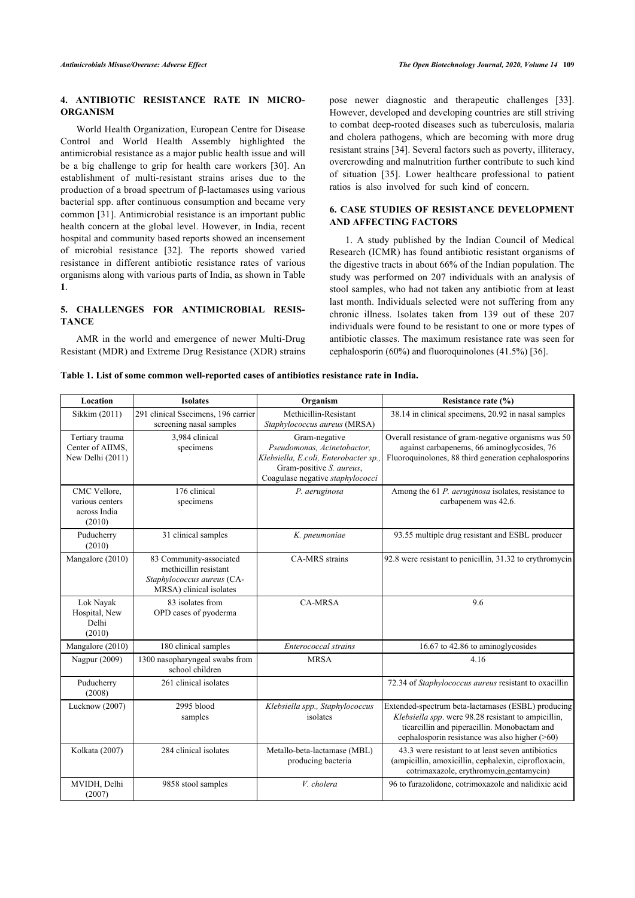## 4. ANTIBIOTIC RESISTANCE RATE IN MICRO-ORGANISM

World Health Organization, European Centre for Disease Control and World Health Assembly highlighted the antimicrobial resistance as a major public health issue and will be a big challenge to grip for health care workers [30]. An establishment of multi-resistant strains arises due to the production of a broad spectrum of β-lactamases using various bacterial spp. after continuous consumption and became very common [31]. Antimicrobial resistance is an important public health concern at the global level. However, in India, recent hospital and community based reports showed an incensement of microbial resistance [32]. The reports showed varied resistance in different antibiotic resistance rates of various organisms along with various parts of India, as shown in Table **1**.

## 5. CHALLENGES FOR ANTIMICROBIAL RESISTANCE

AMR in the world and emergence of newer Multi-Drug Resistant (MDR) and Extreme Drug Resistance (XDR) strains pose newer diagnostic and therapeutic challenges [33]. However, developed and developing countries are still striving to combat deep-rooted diseases such as tuberculosis, malaria and cholera pathogens, which are becoming with more drug resistant strains [34]. Several factors such as poverty, illiteracy, overcrowding and malnutrition further contribute to such kind of situation [35]. Lower healthcare professional to patient ratios is also involved for such kind of concern.

## 6. CASE STUDIES OF RESISTANCE DEVELOPMENT AND AFFECTING FACTORS

1. A study published by the Indian Council of Medical Research (ICMR) has found antibiotic resistant organisms of the digestive tracts in about 66% of the Indian population. The study was performed on 207 individuals with an analysis of stool samples, who had not taken any antibiotic from at least last month. Individuals selected were not suffering from any chronic illness. Isolates taken from 139 out of these 207 individuals were found to be resistant to one or more types of antibiotic classes. The maximum resistance rate was seen for cephalosporin (60%) and fluoroquinolones (41.5%) [36].

**Table 1. List of some common well-reported cases of antibiotics resistance rate in India.**

| Location | Isolates | Organism | Resistance rate (%) |
|---|---|---|---|
| Sikkim (2011) | 291 clinical Ssecimens, 196 carrier screening nasal samples | Methicillin-Resistant *Staphylococcus aureus* (MRSA) | 38.14 in clinical specimens, 20.92 in nasal samples |
| Tertiary trauma Center of AIIMS, New Delhi (2011) | 3,984 clinical specimens | Gram-negative *Pseudomonas, Acinetobactor, Klebsiella, E.coli, Enterobacter sp.,* Gram-positive *S. aureus*, Coagulase negative *staphylococci* | Overall resistance of gram-negative organisms was 50 against carbapenems, 66 aminoglycosides, 76 Fluoroquinolones, 88 third generation cephalosporins |
| CMC Vellore, various centers across India (2010) | 176 clinical specimens | *P. aeruginosa* | Among the 61 *P. aeruginosa* isolates, resistance to carbapenem was 42.6. |
| Puducherry (2010) | 31 clinical samples | *K. pneumoniae* | 93.55 multiple drug resistant and ESBL producer |
| Mangalore (2010) | 83 Community-associated methicillin resistant *Staphylococcus aureus* (CA-MRSA) clinical isolates | CA-MRS strains | 92.8 were resistant to penicillin, 31.32 to erythromycin |
| Lok Nayak Hospital, New Delhi (2010) | 83 isolates from OPD cases of pyoderma | CA-MRSA | 9.6 |
| Mangalore (2010) | 180 clinical samples | *Enterococcal strains* | 16.67 to 42.86 to aminoglycosides |
| Nagpur (2009) | 1300 nasopharyngeal swabs from school children | MRSA | 4.16 |
| Puducherry (2008) | 261 clinical isolates | | 72.34 of *Staphylococcus aureus* resistant to oxacillin |
| Lucknow (2007) | 2995 blood samples | *Klebsiella spp., Staphylococcus* isolates | Extended-spectrum beta-lactamases (ESBL) producing *Klebsiella spp*. were 98.28 resistant to ampicillin, ticarcillin and piperacillin. Monobactam and cephalosporin resistance was also higher (>60) |
| Kolkata (2007) | 284 clinical isolates | Metallo-beta-lactamase (MBL) producing bacteria | 43.3 were resistant to at least seven antibiotics (ampicillin, amoxicillin, cephalexin, ciprofloxacin, cotrimaxazole, erythromycin,gentamycin) |
| MVIDH, Delhi (2007) | 9858 stool samples | *V. cholera* | 96 to furazolidone, cotrimoxazole and nalidixic acid |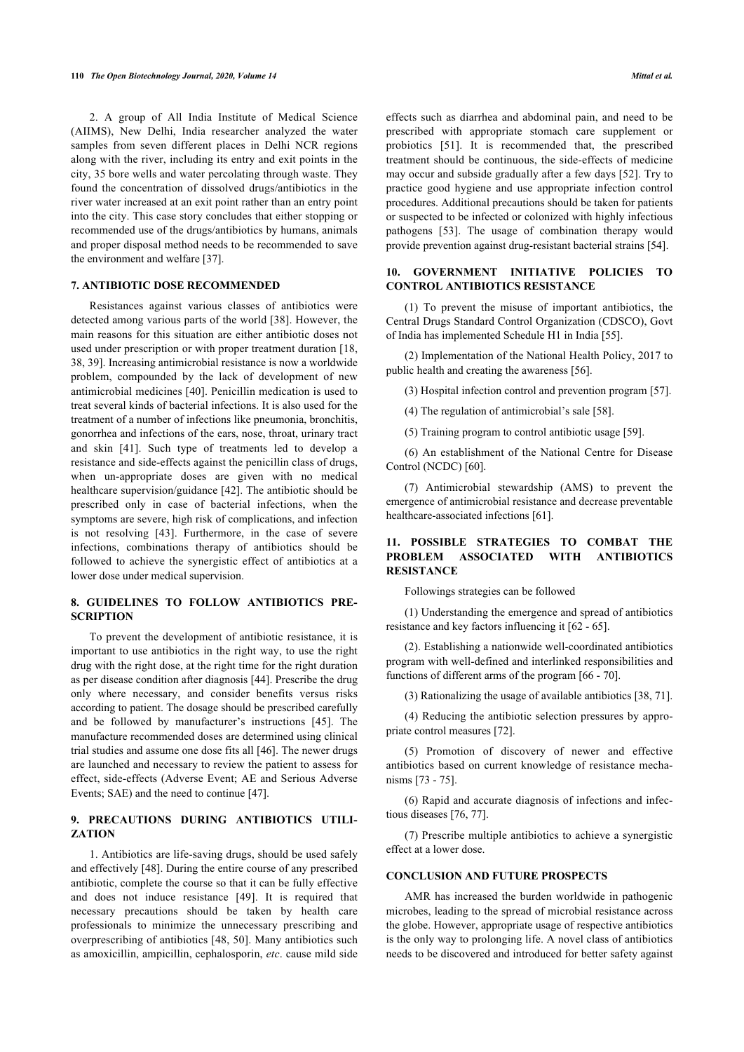2. A group of All India Institute of Medical Science (AIIMS), New Delhi, India researcher analyzed the water samples from seven different places in Delhi NCR regions along with the river, including its entry and exit points in the city, 35 bore wells and water percolating through waste. They found the concentration of dissolved drugs/antibiotics in the river water increased at an exit point rather than an entry point into the city. This case story concludes that either stopping or recommended use of the drugs/antibiotics by humans, animals and proper disposal method needs to be recommended to save the environment and welfare [37].

## 7. ANTIBIOTIC DOSE RECOMMENDED

Resistances against various classes of antibiotics were detected among various parts of the world [38]. However, the main reasons for this situation are either antibiotic doses not used under prescription or with proper treatment duration [18, 38, 39]. Increasing antimicrobial resistance is now a worldwide problem, compounded by the lack of development of new antimicrobial medicines [40]. Penicillin medication is used to treat several kinds of bacterial infections. It is also used for the treatment of a number of infections like pneumonia, bronchitis, gonorrhea and infections of the ears, nose, throat, urinary tract and skin [41]. Such type of treatments led to develop a resistance and side-effects against the penicillin class of drugs, when un-appropriate doses are given with no medical healthcare supervision/guidance [42]. The antibiotic should be prescribed only in case of bacterial infections, when the symptoms are severe, high risk of complications, and infection is not resolving [43]. Furthermore, in the case of severe infections, combinations therapy of antibiotics should be followed to achieve the synergistic effect of antibiotics at a lower dose under medical supervision.

## 8. GUIDELINES TO FOLLOW ANTIBIOTICS PRESCRIPTION

To prevent the development of antibiotic resistance, it is important to use antibiotics in the right way, to use the right drug with the right dose, at the right time for the right duration as per disease condition after diagnosis [44]. Prescribe the drug only where necessary, and consider benefits versus risks according to patient. The dosage should be prescribed carefully and be followed by manufacturer's instructions [45]. The manufacture recommended doses are determined using clinical trial studies and assume one dose fits all [46]. The newer drugs are launched and necessary to review the patient to assess for effect, side-effects (Adverse Event; AE and Serious Adverse Events; SAE) and the need to continue [47].

## 9. PRECAUTIONS DURING ANTIBIOTICS UTILIZATION

1. Antibiotics are life-saving drugs, should be used safely and effectively [48]. During the entire course of any prescribed antibiotic, complete the course so that it can be fully effective and does not induce resistance [49]. It is required that necessary precautions should be taken by health care professionals to minimize the unnecessary prescribing and overprescribing of antibiotics [48, 50]. Many antibiotics such as amoxicillin, ampicillin, cephalosporin, *etc*. cause mild side effects such as diarrhea and abdominal pain, and need to be prescribed with appropriate stomach care supplement or probiotics [51]. It is recommended that, the prescribed treatment should be continuous, the side-effects of medicine may occur and subside gradually after a few days [52]. Try to practice good hygiene and use appropriate infection control procedures. Additional precautions should be taken for patients or suspected to be infected or colonized with highly infectious pathogens [53]. The usage of combination therapy would provide prevention against drug-resistant bacterial strains [54].

## 10. GOVERNMENT INITIATIVE POLICIES TO CONTROL ANTIBIOTICS RESISTANCE

(1) To prevent the misuse of important antibiotics, the Central Drugs Standard Control Organization (CDSCO), Govt of India has implemented Schedule H1 in India [55].

(2) Implementation of the National Health Policy, 2017 to public health and creating the awareness [56].

(3) Hospital infection control and prevention program [57].

(4) The regulation of antimicrobial's sale [58].

(5) Training program to control antibiotic usage [59].

(6) An establishment of the National Centre for Disease Control (NCDC) [60].

(7) Antimicrobial stewardship (AMS) to prevent the emergence of antimicrobial resistance and decrease preventable healthcare-associated infections [61].

## 11. POSSIBLE STRATEGIES TO COMBAT THE PROBLEM ASSOCIATED WITH ANTIBIOTICS RESISTANCE

Followings strategies can be followed

(1) Understanding the emergence and spread of antibiotics resistance and key factors influencing it [62 - 65].

(2). Establishing a nationwide well-coordinated antibiotics program with well-defined and interlinked responsibilities and functions of different arms of the program [66 - 70].

(3) Rationalizing the usage of available antibiotics [38, 71].

(4) Reducing the antibiotic selection pressures by appropriate control measures [72].

(5) Promotion of discovery of newer and effective antibiotics based on current knowledge of resistance mechanisms [73 - 75].

(6) Rapid and accurate diagnosis of infections and infectious diseases [76, 77].

(7) Prescribe multiple antibiotics to achieve a synergistic effect at a lower dose.

## CONCLUSION AND FUTURE PROSPECTS

AMR has increased the burden worldwide in pathogenic microbes, leading to the spread of microbial resistance across the globe. However, appropriate usage of respective antibiotics is the only way to prolonging life. A novel class of antibiotics needs to be discovered and introduced for better safety against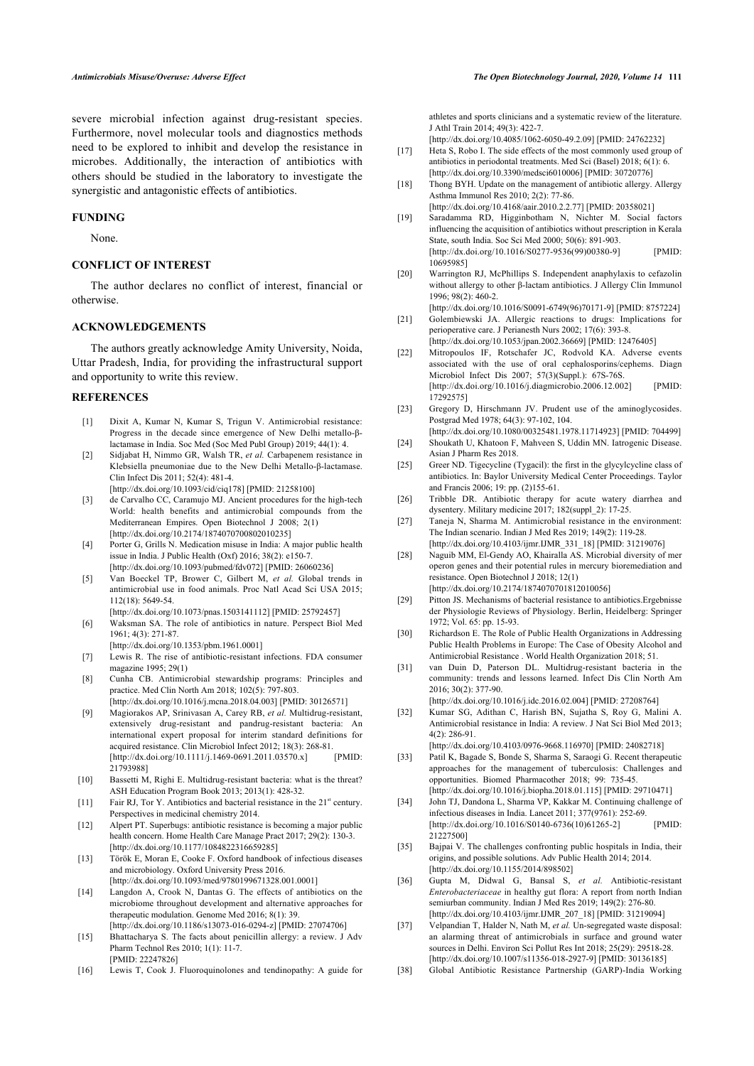severe microbial infection against drug-resistant species. Furthermore, novel molecular tools and diagnostics methods need to be explored to inhibit and develop the resistance in microbes. Additionally, the interaction of antibiotics with others should be studied in the laboratory to investigate the synergistic and antagonistic effects of antibiotics.

## FUNDING

None.

## CONFLICT OF INTEREST

The author declares no conflict of interest, financial or otherwise.

## ACKNOWLEDGEMENTS

The authors greatly acknowledge Amity University, Noida, Uttar Pradesh, India, for providing the infrastructural support and opportunity to write this review.

## REFERENCES

[1] Dixit A, Kumar N, Kumar S, Trigun V. Antimicrobial resistance: Progress in the decade since emergence of New Delhi metallo-β-lactamase in India. Soc Med (Soc Med Publ Group) 2019; 44(1): 4.

[2] Sidjabat H, Nimmo GR, Walsh TR, *et al.* Carbapenem resistance in Klebsiella pneumoniae due to the New Delhi Metallo-β-lactamase. Clin Infect Dis 2011; 52(4): 481-4. [http://dx.doi.org/10.1093/cid/ciq178] [PMID: 21258100]

[3] de Carvalho CC, Caramujo MJ. Ancient procedures for the high-tech World: health benefits and antimicrobial compounds from the Mediterranean Empires. Open Biotechnol J 2008; 2(1) [http://dx.doi.org/10.2174/1874070700802010235]

[4] Porter G, Grills N. Medication misuse in India: A major public health issue in India. J Public Health (Oxf) 2016; 38(2): e150-7. [http://dx.doi.org/10.1093/pubmed/fdv072] [PMID: 26060236]

[5] Van Boeckel TP, Brower C, Gilbert M, *et al.* Global trends in antimicrobial use in food animals. Proc Natl Acad Sci USA 2015; 112(18): 5649-54. [http://dx.doi.org/10.1073/pnas.1503141112] [PMID: 25792457]

[6] Waksman SA. The role of antibiotics in nature. Perspect Biol Med 1961; 4(3): 271-87. [http://dx.doi.org/10.1353/pbm.1961.0001]

[7] Lewis R. The rise of antibiotic-resistant infections. FDA consumer magazine 1995; 29(1)

[8] Cunha CB. Antimicrobial stewardship programs: Principles and practice. Med Clin North Am 2018; 102(5): 797-803. [http://dx.doi.org/10.1016/j.mcna.2018.04.003] [PMID: 30126571]

[9] Magiorakos AP, Srinivasan A, Carey RB, *et al.* Multidrug-resistant, extensively drug-resistant and pandrug-resistant bacteria: An international expert proposal for interim standard definitions for acquired resistance. Clin Microbiol Infect 2012; 18(3): 268-81. [http://dx.doi.org/10.1111/j.1469-0691.2011.03570.x] [PMID: 21793988]

[10] Bassetti M, Righi E. Multidrug-resistant bacteria: what is the threat? ASH Education Program Book 2013; 2013(1): 428-32.

[11] Fair RJ, Tor Y. Antibiotics and bacterial resistance in the 21st century. Perspectives in medicinal chemistry 2014.

[12] Alpert PT. Superbugs: antibiotic resistance is becoming a major public health concern. Home Health Care Manage Pract 2017; 29(2): 130-3. [http://dx.doi.org/10.1177/1084822316659285]

[13] Török E, Moran E, Cooke F. Oxford handbook of infectious diseases and microbiology. Oxford University Press 2016. [http://dx.doi.org/10.1093/med/9780199671328.001.0001]

[14] Langdon A, Crook N, Dantas G. The effects of antibiotics on the microbiome throughout development and alternative approaches for therapeutic modulation. Genome Med 2016; 8(1): 39. [http://dx.doi.org/10.1186/s13073-016-0294-z] [PMID: 27074706]

[15] Bhattacharya S. The facts about penicillin allergy: a review. J Adv Pharm Technol Res 2010; 1(1): 11-7. [PMID: 22247826]

[16] Lewis T, Cook J. Fluoroquinolones and tendinopathy: A guide for athletes and sports clinicians and a systematic review of the literature. J Athl Train 2014; 49(3): 422-7. [http://dx.doi.org/10.4085/1062-6050-49.2.09] [PMID: 24762232]

[17] Heta S, Robo I. The side effects of the most commonly used group of antibiotics in periodontal treatments. Med Sci (Basel) 2018; 6(1): 6. [http://dx.doi.org/10.3390/medsci6010006] [PMID: 30720776]

[18] Thong BYH. Update on the management of antibiotic allergy. Allergy Asthma Immunol Res 2010; 2(2): 77-86. [http://dx.doi.org/10.4168/aair.2010.2.2.77] [PMID: 20358021]

[19] Saradamma RD, Higginbotham N, Nichter M. Social factors influencing the acquisition of antibiotics without prescription in Kerala State, south India. Soc Sci Med 2000; 50(6): 891-903. [http://dx.doi.org/10.1016/S0277-9536(99)00380-9] [PMID: 10695985]

[20] Warrington RJ, McPhillips S. Independent anaphylaxis to cefazolin without allergy to other β-lactam antibiotics. J Allergy Clin Immunol 1996; 98(2): 460-2. [http://dx.doi.org/10.1016/S0091-6749(96)70171-9] [PMID: 8757224]

[21] Golembiewski JA. Allergic reactions to drugs: Implications for perioperative care. J Perianesth Nurs 2002; 17(6): 393-8. [http://dx.doi.org/10.1053/jpan.2002.36669] [PMID: 12476405]

[22] Mitropoulos IF, Rotschafer JC, Rodvold KA. Adverse events associated with the use of oral cephalosporins/cephems. Diagn Microbiol Infect Dis 2007; 57(3)(Suppl.): 67S-76S. [http://dx.doi.org/10.1016/j.diagmicrobio.2006.12.002] [PMID: 17292575]

[23] Gregory D, Hirschmann JV. Prudent use of the aminoglycosides. Postgrad Med 1978; 64(3): 97-102, 104. [http://dx.doi.org/10.1080/00325481.1978.11714923] [PMID: 704499]

[24] Shoukath U, Khatoon F, Mahveen S, Uddin MN. Iatrogenic Disease. Asian J Pharm Res 2018.

[25] Greer ND. Tigecycline (Tygacil): the first in the glycylcycline class of antibiotics. In: Baylor University Medical Center Proceedings. Taylor and Francis 2006; 19: pp. (2)155-61.

[26] Tribble DR. Antibiotic therapy for acute watery diarrhea and dysentery. Military medicine 2017; 182(suppl_2): 17-25.

[27] Taneja N, Sharma M. Antimicrobial resistance in the environment: The Indian scenario. Indian J Med Res 2019; 149(2): 119-28. [http://dx.doi.org/10.4103/ijmr.IJMR_331_18] [PMID: 31219076]

[28] Naguib MM, El-Gendy AO, Khairalla AS. Microbial diversity of mer operon genes and their potential rules in mercury bioremediation and resistance. Open Biotechnol J 2018; 12(1) [http://dx.doi.org/10.2174/1874070701812010056]

[29] Pitton JS. Mechanisms of bacterial resistance to antibiotics.Ergebnisse der Physiologie Reviews of Physiology. Berlin, Heidelberg: Springer 1972; Vol. 65: pp. 15-93.

[30] Richardson E. The Role of Public Health Organizations in Addressing Public Health Problems in Europe: The Case of Obesity Alcohol and Antimicrobial Resistance . World Health Organization 2018; 51.

[31] van Duin D, Paterson DL. Multidrug-resistant bacteria in the community: trends and lessons learned. Infect Dis Clin North Am 2016; 30(2): 377-90. [http://dx.doi.org/10.1016/j.idc.2016.02.004] [PMID: 27208764]

[32] Kumar SG, Adithan C, Harish BN, Sujatha S, Roy G, Malini A. Antimicrobial resistance in India: A review. J Nat Sci Biol Med 2013; 4(2): 286-91. [http://dx.doi.org/10.4103/0976-9668.116970] [PMID: 24082718]

[33] Patil K, Bagade S, Bonde S, Sharma S, Saraogi G. Recent therapeutic approaches for the management of tuberculosis: Challenges and opportunities. Biomed Pharmacother 2018; 99: 735-45. [http://dx.doi.org/10.1016/j.biopha.2018.01.115] [PMID: 29710471]

[34] John TJ, Dandona L, Sharma VP, Kakkar M. Continuing challenge of infectious diseases in India. Lancet 2011; 377(9761): 252-69. [http://dx.doi.org/10.1016/S0140-6736(10)61265-2] [PMID: 21227500]

[35] Bajpai V. The challenges confronting public hospitals in India, their origins, and possible solutions. Adv Public Health 2014; 2014. [http://dx.doi.org/10.1155/2014/898502]

[36] Gupta M, Didwal G, Bansal S, *et al.* Antibiotic-resistant *Enterobacteriaceae* in healthy gut flora: A report from north Indian semiurban community. Indian J Med Res 2019; 149(2): 276-80. [http://dx.doi.org/10.4103/ijmr.IJMR_207_18] [PMID: 31219094]

[37] Velpandian T, Halder N, Nath M, *et al.* Un-segregated waste disposal: an alarming threat of antimicrobials in surface and ground water sources in Delhi. Environ Sci Pollut Res Int 2018; 25(29): 29518-28. [http://dx.doi.org/10.1007/s11356-018-2927-9] [PMID: 30136185]

[38] Global Antibiotic Resistance Partnership (GARP)-India Working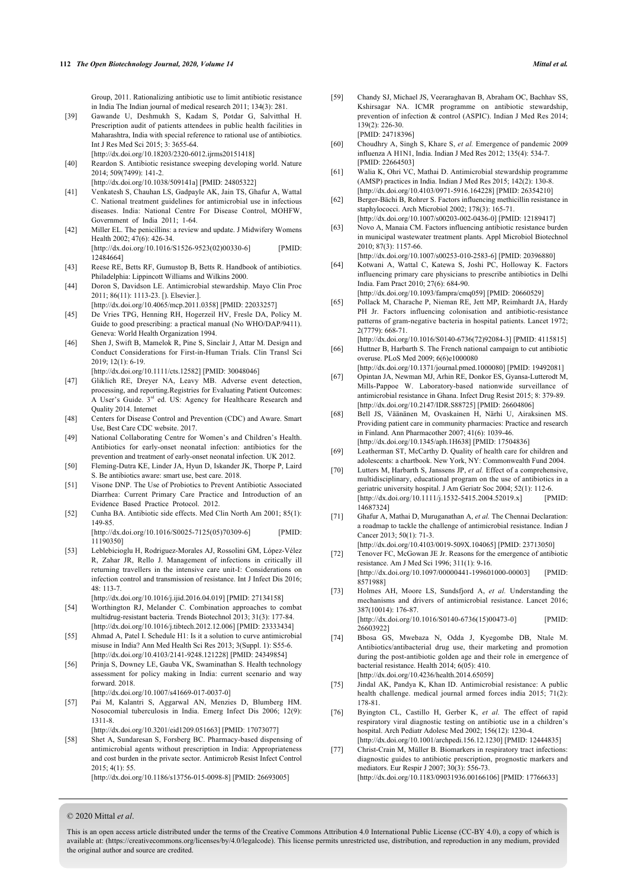Group, 2011. Rationalizing antibiotic use to limit antibiotic resistance in India The Indian journal of medical research 2011; 134(3): 281.

[39] Gawande U, Deshmukh S, Kadam S, Potdar G, Salvitthal H. Prescription audit of patients attendees in public health facilities in Maharashtra, India with special reference to rational use of antibiotics. Int J Res Med Sci 2015; 3: 3655-64. [http://dx.doi.org/10.18203/2320-6012.ijrms20151418]

[40] Reardon S. Antibiotic resistance sweeping developing world. Nature 2014; 509(7499): 141-2. [http://dx.doi.org/10.1038/509141a] [PMID: 24805322]

[41] Venkatesh S, Chauhan LS, Gadpayle AK, Jain TS, Ghafur A, Wattal C. National treatment guidelines for antimicrobial use in infectious diseases. India: National Centre For Disease Control, MOHFW, Government of India 2011; 1-64.

[42] Miller EL. The penicillins: a review and update. J Midwifery Womens Health 2002; 47(6): 426-34. [http://dx.doi.org/10.1016/S1526-9523(02)00330-6] [PMID: 12484664]

[43] Reese RE, Betts RF, Gumustop B, Betts R. Handbook of antibiotics. Philadelphia: Lippincott Williams and Wilkins 2000.

[44] Doron S, Davidson LE. Antimicrobial stewardship. Mayo Clin Proc 2011; 86(11): 1113-23. []. Elsevier.]. [http://dx.doi.org/10.4065/mcp.2011.0358] [PMID: 22033257]

[45] De Vries TPG, Henning RH, Hogerzeil HV, Fresle DA, Policy M. Guide to good prescribing: a practical manual (No WHO/DAP/9411). Geneva: World Health Organization 1994.

[46] Shen J, Swift B, Mamelok R, Pine S, Sinclair J, Attar M. Design and Conduct Considerations for First-in-Human Trials. Clin Transl Sci 2019; 12(1): 6-19. [http://dx.doi.org/10.1111/cts.12582] [PMID: 30048046]

[47] Gliklich RE, Dreyer NA, Leavy MB. Adverse event detection, processing, and reporting.Registries for Evaluating Patient Outcomes: A User's Guide. 3rd ed. US: Agency for Healthcare Research and Quality 2014. Internet

[48] Centers for Disease Control and Prevention (CDC) and Aware. Smart Use, Best Care CDC website. 2017.

[49] National Collaborating Centre for Women's and Children's Health. Antibiotics for early-onset neonatal infection: antibiotics for the prevention and treatment of early-onset neonatal infection. UK 2012.

[50] Fleming-Dutra KE, Linder JA, Hyun D, Iskander JK, Thorpe P, Laird S. Be antibiotics aware: smart use, best care. 2018.

[51] Visone DNP. The Use of Probiotics to Prevent Antibiotic Associated Diarrhea: Current Primary Care Practice and Introduction of an Evidence Based Practice Protocol. 2012.

[52] Cunha BA. Antibiotic side effects. Med Clin North Am 2001; 85(1): 149-85. [http://dx.doi.org/10.1016/S0025-7125(05)70309-6] [PMID: 11190350]

[53] Leblebicioglu H, Rodriguez-Morales AJ, Rossolini GM, López-Vélez R, Zahar JR, Rello J. Management of infections in critically ill returning travellers in the intensive care unit-I: Considerations on infection control and transmission of resistance. Int J Infect Dis 2016; 48: 113-7. [http://dx.doi.org/10.1016/j.ijid.2016.04.019] [PMID: 27134158]

[54] Worthington RJ, Melander C. Combination approaches to combat multidrug-resistant bacteria. Trends Biotechnol 2013; 31(3): 177-84. [http://dx.doi.org/10.1016/j.tibtech.2012.12.006] [PMID: 23333434]

[55] Ahmad A, Patel I. Schedule H1: Is it a solution to curve antimicrobial misuse in India? Ann Med Health Sci Res 2013; 3(Suppl. 1): S55-6. [http://dx.doi.org/10.4103/2141-9248.121228] [PMID: 24349854]

[56] Prinja S, Downey LE, Gauba VK, Swaminathan S. Health technology assessment for policy making in India: current scenario and way forward. 2018. [http://dx.doi.org/10.1007/s41669-017-0037-0]

[57] Pai M, Kalantri S, Aggarwal AN, Menzies D, Blumberg HM. Nosocomial tuberculosis in India. Emerg Infect Dis 2006; 12(9): 1311-8. [http://dx.doi.org/10.3201/eid1209.051663] [PMID: 17073077]

[58] Shet A, Sundaresan S, Forsberg BC. Pharmacy-based dispensing of antimicrobial agents without prescription in India: Appropriateness and cost burden in the private sector. Antimicrob Resist Infect Control 2015; 4(1): 55. [http://dx.doi.org/10.1186/s13756-015-0098-8] [PMID: 26693005]

[59] Chandy SJ, Michael JS, Veeraraghavan B, Abraham OC, Bachhav SS, Kshirsagar NA. ICMR programme on antibiotic stewardship, prevention of infection & control (ASPIC). Indian J Med Res 2014; 139(2): 226-30. [PMID: 24718396]

[60] Choudhry A, Singh S, Khare S, *et al.* Emergence of pandemic 2009 influenza A H1N1, India. Indian J Med Res 2012; 135(4): 534-7. [PMID: 22664503]

[61] Walia K, Ohri VC, Mathai D. Antimicrobial stewardship programme (AMSP) practices in India. Indian J Med Res 2015; 142(2): 130-8. [http://dx.doi.org/10.4103/0971-5916.164228] [PMID: 26354210]

[62] Berger-Bächi B, Rohrer S. Factors influencing methicillin resistance in staphylococci. Arch Microbiol 2002; 178(3): 165-71. [http://dx.doi.org/10.1007/s00203-002-0436-0] [PMID: 12189417]

[63] Novo A, Manaia CM. Factors influencing antibiotic resistance burden in municipal wastewater treatment plants. Appl Microbiol Biotechnol 2010; 87(3): 1157-66. [http://dx.doi.org/10.1007/s00253-010-2583-6] [PMID: 20396880]

[64] Kotwani A, Wattal C, Katewa S, Joshi PC, Holloway K. Factors influencing primary care physicians to prescribe antibiotics in Delhi India. Fam Pract 2010; 27(6): 684-90. [http://dx.doi.org/10.1093/fampra/cmq059] [PMID: 20660529]

[65] Pollack M, Charache P, Nieman RE, Jett MP, Reimhardt JA, Hardy PH Jr. Factors influencing colonisation and antibiotic-resistance patterns of gram-negative bacteria in hospital patients. Lancet 1972; 2(7779): 668-71. [http://dx.doi.org/10.1016/S0140-6736(72)92084-3] [PMID: 4115815]

[66] Huttner B, Harbarth S. The French national campaign to cut antibiotic overuse. PLoS Med 2009; 6(6)e1000080 [http://dx.doi.org/10.1371/journal.pmed.1000080] [PMID: 19492081]

[67] Opintan JA, Newman MJ, Arhin RE, Donkor ES, Gyansa-Lutterodt M, Mills-Pappoe W. Laboratory-based nationwide surveillance of antimicrobial resistance in Ghana. Infect Drug Resist 2015; 8: 379-89. [http://dx.doi.org/10.2147/IDR.S88725] [PMID: 26604806]

[68] Bell JS, Väänänen M, Ovaskainen H, Närhi U, Airaksinen MS. Providing patient care in community pharmacies: Practice and research in Finland. Ann Pharmacother 2007; 41(6): 1039-46. [http://dx.doi.org/10.1345/aph.1H638] [PMID: 17504836]

[69] Leatherman ST, McCarthy D. Quality of health care for children and adolescents: a chartbook. New York, NY: Commonwealth Fund 2004.

[70] Lutters M, Harbarth S, Janssens JP, *et al.* Effect of a comprehensive, multidisciplinary, educational program on the use of antibiotics in a geriatric university hospital. J Am Geriatr Soc 2004; 52(1): 112-6. [http://dx.doi.org/10.1111/j.1532-5415.2004.52019.x] [PMID: 14687324]

[71] Ghafur A, Mathai D, Muruganathan A, *et al.* The Chennai Declaration: a roadmap to tackle the challenge of antimicrobial resistance. Indian J Cancer 2013; 50(1): 71-3. [http://dx.doi.org/10.4103/0019-509X.104065] [PMID: 23713050]

[72] Tenover FC, McGowan JE Jr. Reasons for the emergence of antibiotic resistance. Am J Med Sci 1996; 311(1): 9-16. [http://dx.doi.org/10.1097/00000441-199601000-00003] [PMID: 8571988]

[73] Holmes AH, Moore LS, Sundsfjord A, *et al.* Understanding the mechanisms and drivers of antimicrobial resistance. Lancet 2016; 387(10014): 176-87. [http://dx.doi.org/10.1016/S0140-6736(15)00473-0] [PMID: 26603922]

[74] Bbosa GS, Mwebaza N, Odda J, Kyegombe DB, Ntale M. Antibiotics/antibacterial drug use, their marketing and promotion during the post-antibiotic golden age and their role in emergence of bacterial resistance. Health 2014; 6(05): 410. [http://dx.doi.org/10.4236/health.2014.65059]

[75] Jindal AK, Pandya K, Khan ID. Antimicrobial resistance: A public health challenge. medical journal armed forces india 2015; 71(2): 178-81.

[76] Byington CL, Castillo H, Gerber K, *et al.* The effect of rapid respiratory viral diagnostic testing on antibiotic use in a children's hospital. Arch Pediatr Adolesc Med 2002; 156(12): 1230-4. [http://dx.doi.org/10.1001/archpedi.156.12.1230] [PMID: 12444835]

[77] Christ-Crain M, Müller B. Biomarkers in respiratory tract infections: diagnostic guides to antibiotic prescription, prognostic markers and mediators. Eur Respir J 2007; 30(3): 556-73. [http://dx.doi.org/10.1183/09031936.00166106] [PMID: 17766633]

© 2020 Mittal *et al*.

This is an open access article distributed under the terms of the Creative Commons Attribution 4.0 International Public License (CC-BY 4.0), a copy of which is available at: (https://creativecommons.org/licenses/by/4.0/legalcode). This license permits unrestricted use, distribution, and reproduction in any medium, provided the original author and source are credited.